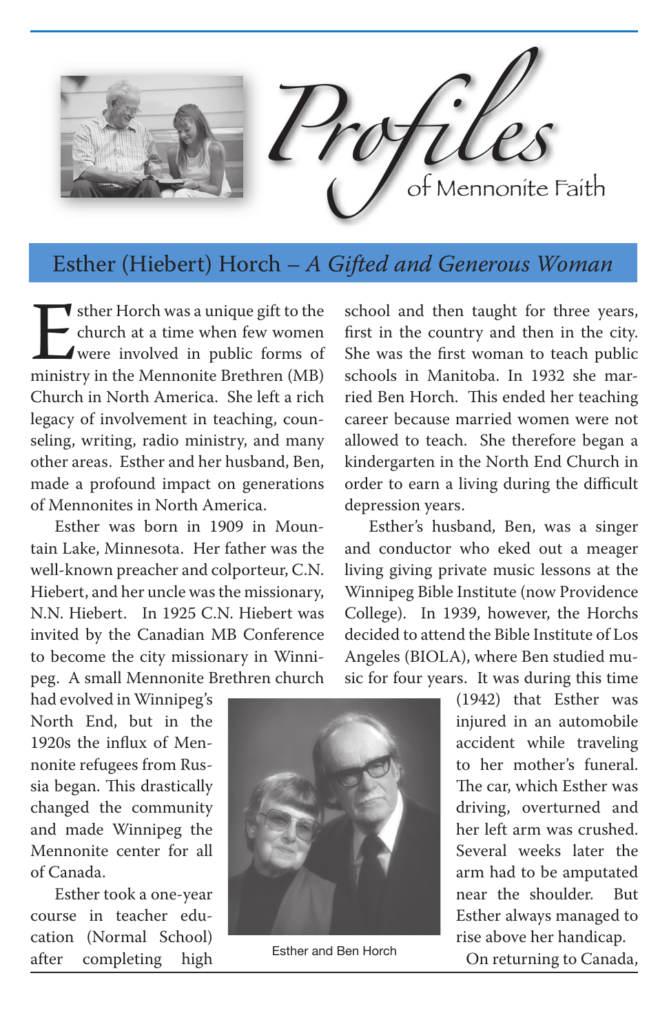# Profiles of Mennonite Faith

## Esther (Hiebert) Horch – *A Gifted and Generous Woman*

Esther Horch was a unique gift to the church at a time when few women were involved in public forms of ministry in the Mennonite Brethren (MB) Church in North America. She left a rich legacy of involvement in teaching, counseling, writing, radio ministry, and many other areas. Esther and her husband, Ben, made a profound impact on generations of Mennonites in North America.

Esther was born in 1909 in Mountain Lake, Minnesota. Her father was the well-known preacher and colporteur, C.N. Hiebert, and her uncle was the missionary, N.N. Hiebert. In 1925 C.N. Hiebert was invited by the Canadian MB Conference to become the city missionary in Winnipeg. A small Mennonite Brethren church had evolved in Winnipeg's North End, but in the 1920s the influx of Mennonite refugees from Russia began. This drastically changed the community and made Winnipeg the Mennonite center for all of Canada.

Esther took a one-year course in teacher education (Normal School) after completing high school and then taught for three years, first in the country and then in the city. She was the first woman to teach public schools in Manitoba. In 1932 she married Ben Horch. This ended her teaching career because married women were not allowed to teach. She therefore began a kindergarten in the North End Church in order to earn a living during the difficult depression years.

Esther's husband, Ben, was a singer and conductor who eked out a meager living giving private music lessons at the Winnipeg Bible Institute (now Providence College). In 1939, however, the Horchs decided to attend the Bible Institute of Los Angeles (BIOLA), where Ben studied music for four years. It was during this time (1942) that Esther was injured in an automobile accident while traveling to her mother's funeral. The car, which Esther was driving, overturned and her left arm was crushed. Several weeks later the arm had to be amputated near the shoulder. But Esther always managed to rise above her handicap.

Esther and Ben Horch

On returning to Canada,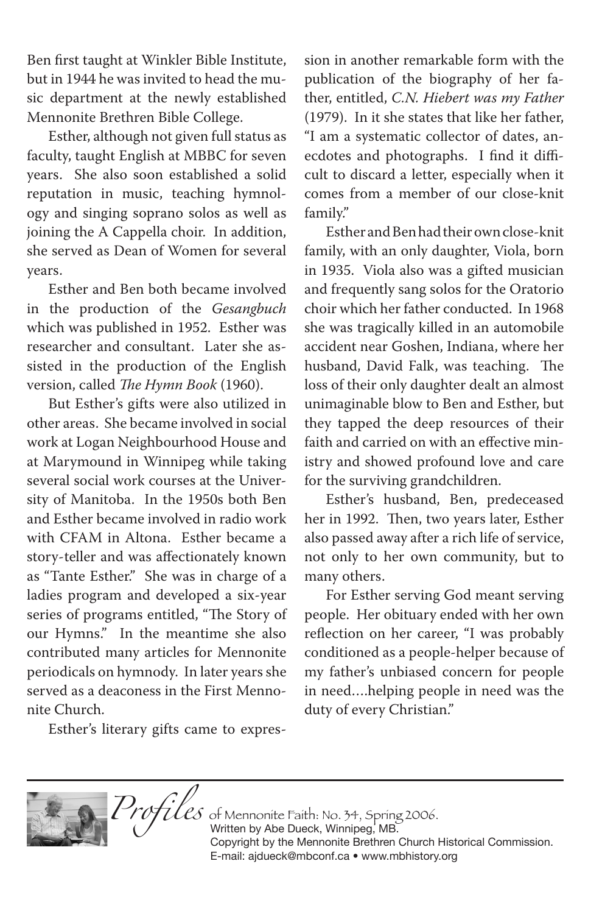Ben first taught at Winkler Bible Institute, but in 1944 he was invited to head the music department at the newly established Mennonite Brethren Bible College.

Esther, although not given full status as faculty, taught English at MBBC for seven years. She also soon established a solid reputation in music, teaching hymnology and singing soprano solos as well as joining the A Cappella choir. In addition, she served as Dean of Women for several years.

Esther and Ben both became involved in the production of the *Gesangbuch* which was published in 1952. Esther was researcher and consultant. Later she assisted in the production of the English version, called *The Hymn Book* (1960).

But Esther's gifts were also utilized in other areas. She became involved in social work at Logan Neighbourhood House and at Marymound in Winnipeg while taking several social work courses at the University of Manitoba. In the 1950s both Ben and Esther became involved in radio work with CFAM in Altona. Esther became a story-teller and was affectionately known as "Tante Esther." She was in charge of a ladies program and developed a six-year series of programs entitled, "The Story of our Hymns." In the meantime she also contributed many articles for Mennonite periodicals on hymnody. In later years she served as a deaconess in the First Mennonite Church.

Esther's literary gifts came to expression in another remarkable form with the publication of the biography of her father, entitled, *C.N. Hiebert was my Father* (1979). In it she states that like her father, "I am a systematic collector of dates, anecdotes and photographs. I find it difficult to discard a letter, especially when it comes from a member of our close-knit family."

Esther and Ben had their own close-knit family, with an only daughter, Viola, born in 1935. Viola also was a gifted musician and frequently sang solos for the Oratorio choir which her father conducted. In 1968 she was tragically killed in an automobile accident near Goshen, Indiana, where her husband, David Falk, was teaching. The loss of their only daughter dealt an almost unimaginable blow to Ben and Esther, but they tapped the deep resources of their faith and carried on with an effective ministry and showed profound love and care for the surviving grandchildren.

Esther's husband, Ben, predeceased her in 1992. Then, two years later, Esther also passed away after a rich life of service, not only to her own community, but to many others.

For Esther serving God meant serving people. Her obituary ended with her own reflection on her career, "I was probably conditioned as a people-helper because of my father's unbiased concern for people in need....helping people in need was the duty of every Christian."

*Profiles* of Mennonite Faith: No. 34, Spring 2006.
Written by Abe Dueck, Winnipeg, MB.
Copyright by the Mennonite Brethren Church Historical Commission.
E-mail: ajdueck@mbconf.ca • www.mbhistory.org